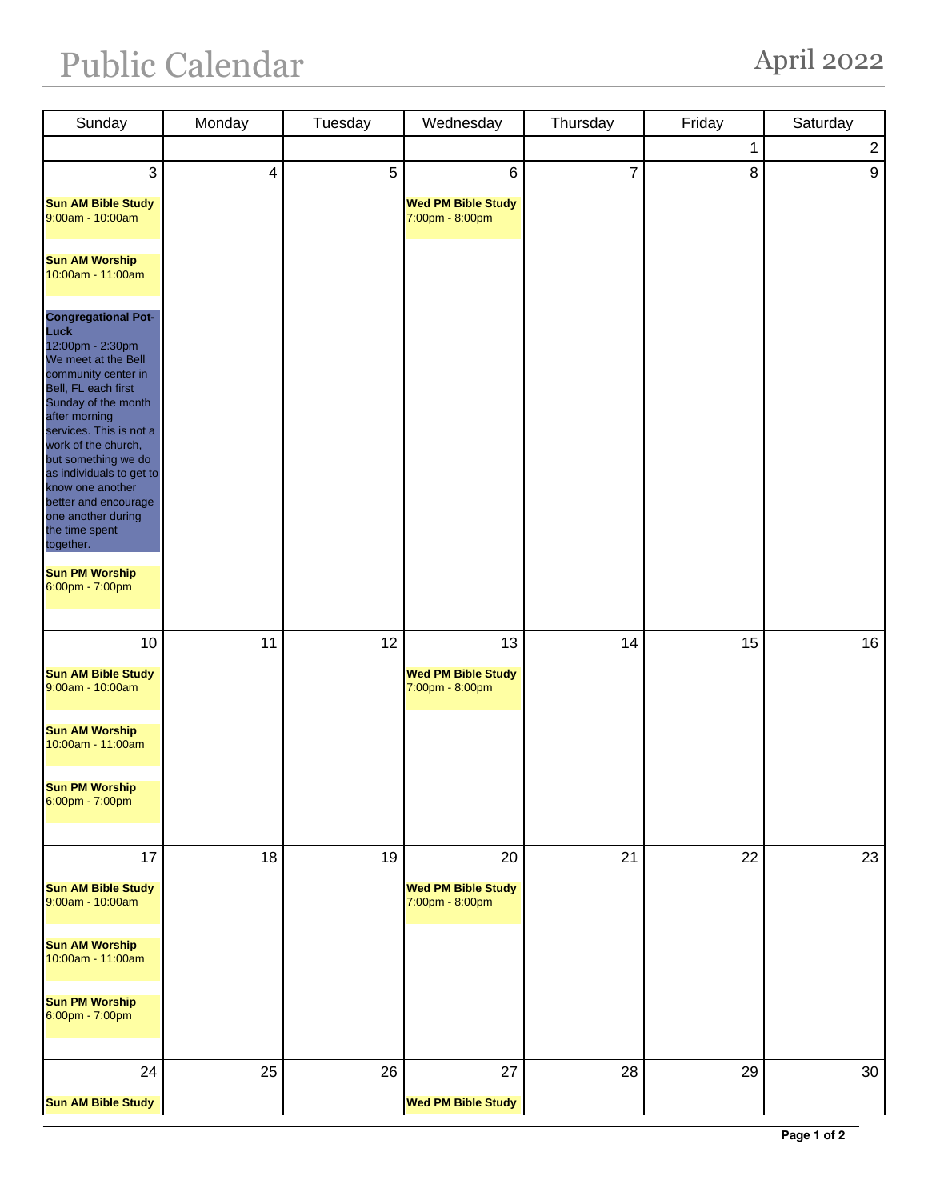# Public Calendar

## April 2022

| Sunday | Monday | Tuesday | Wednesday | Thursday | Friday | Saturday |
|---|---|---|---|---|---|---|
| | | | | | 1 | 2 |
| 3<br><br>**Sun AM Bible Study**<br>9:00am - 10:00am<br><br>**Sun AM Worship**<br>10:00am - 11:00am<br><br>**Congregational Pot-Luck**<br>12:00pm - 2:30pm<br>We meet at the Bell community center in Bell, FL each first Sunday of the month after morning services. This is not a work of the church, but something we do as individuals to get to know one another better and encourage one another during the time spent together.<br><br>**Sun PM Worship**<br>6:00pm - 7:00pm | 4 | 5 | 6<br><br>**Wed PM Bible Study**<br>7:00pm - 8:00pm | 7 | 8 | 9 |
| 10<br><br>**Sun AM Bible Study**<br>9:00am - 10:00am<br><br>**Sun AM Worship**<br>10:00am - 11:00am<br><br>**Sun PM Worship**<br>6:00pm - 7:00pm | 11 | 12 | 13<br><br>**Wed PM Bible Study**<br>7:00pm - 8:00pm | 14 | 15 | 16 |
| 17<br><br>**Sun AM Bible Study**<br>9:00am - 10:00am<br><br>**Sun AM Worship**<br>10:00am - 11:00am<br><br>**Sun PM Worship**<br>6:00pm - 7:00pm | 18 | 19 | 20<br><br>**Wed PM Bible Study**<br>7:00pm - 8:00pm | 21 | 22 | 23 |
| 24<br><br>**Sun AM Bible Study** | 25 | 26 | 27<br><br>**Wed PM Bible Study** | 28 | 29 | 30 |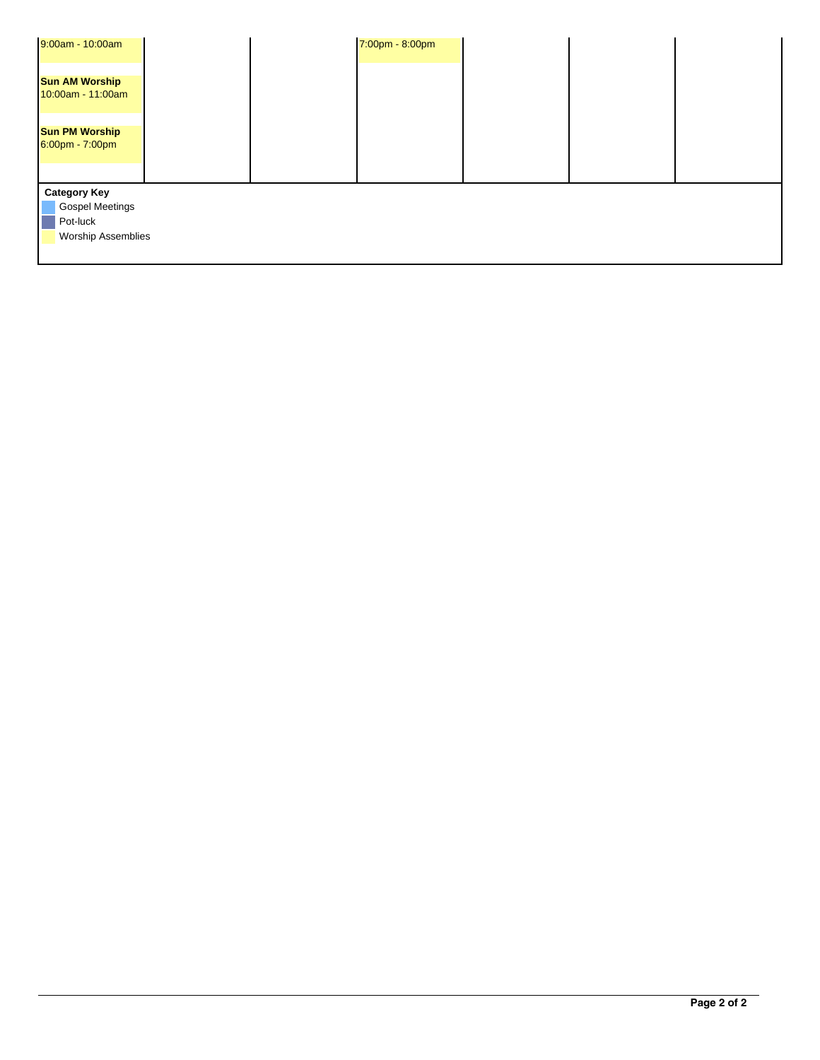| | | | | | | |
|---|---|---|---|---|---|---|
| 9:00am - 10:00am<br><br>**Sun AM Worship**<br>10:00am - 11:00am<br><br>**Sun PM Worship**<br>6:00pm - 7:00pm | | | 7:00pm - 8:00pm | | | |

**Category Key**

- Gospel Meetings
- Pot-luck
- Worship Assemblies